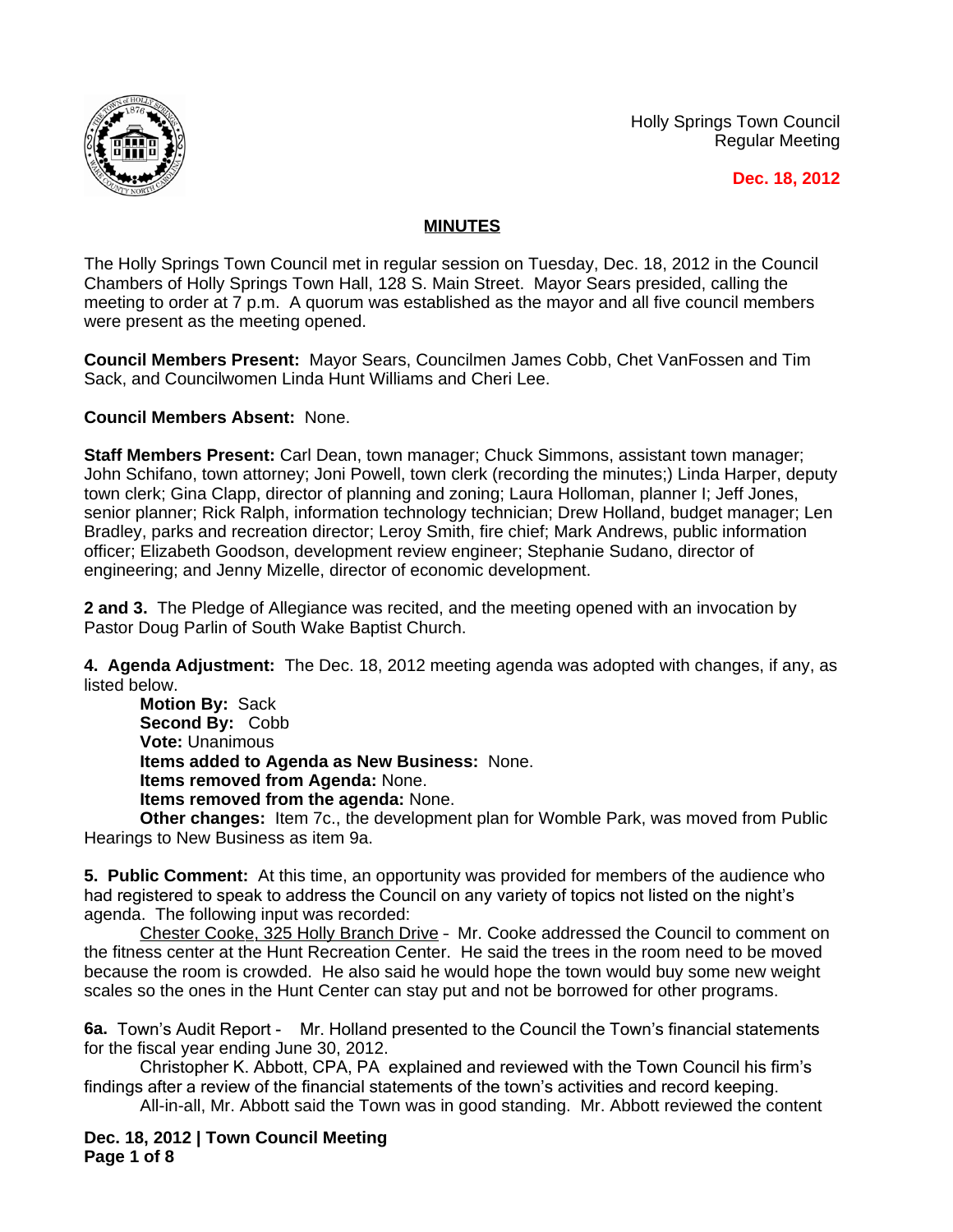Holly Springs Town Council
Regular Meeting

**Dec. 18, 2012**

## MINUTES

The Holly Springs Town Council met in regular session on Tuesday, Dec. 18, 2012 in the Council Chambers of Holly Springs Town Hall, 128 S. Main Street. Mayor Sears presided, calling the meeting to order at 7 p.m. A quorum was established as the mayor and all five council members were present as the meeting opened.

**Council Members Present:** Mayor Sears, Councilmen James Cobb, Chet VanFossen and Tim Sack, and Councilwomen Linda Hunt Williams and Cheri Lee.

**Council Members Absent:** None.

**Staff Members Present:** Carl Dean, town manager; Chuck Simmons, assistant town manager; John Schifano, town attorney; Joni Powell, town clerk (recording the minutes;) Linda Harper, deputy town clerk; Gina Clapp, director of planning and zoning; Laura Holloman, planner I; Jeff Jones, senior planner; Rick Ralph, information technology technician; Drew Holland, budget manager; Len Bradley, parks and recreation director; Leroy Smith, fire chief; Mark Andrews, public information officer; Elizabeth Goodson, development review engineer; Stephanie Sudano, director of engineering; and Jenny Mizelle, director of economic development.

**2 and 3.** The Pledge of Allegiance was recited, and the meeting opened with an invocation by Pastor Doug Parlin of South Wake Baptist Church.

**4. Agenda Adjustment:** The Dec. 18, 2012 meeting agenda was adopted with changes, if any, as listed below.

**Motion By:** Sack
**Second By:** Cobb
**Vote:** Unanimous
**Items added to Agenda as New Business:** None.
**Items removed from Agenda:** None.
**Items removed from the agenda:** None.
**Other changes:** Item 7c., the development plan for Womble Park, was moved from Public Hearings to New Business as item 9a.

**5. Public Comment:** At this time, an opportunity was provided for members of the audience who had registered to speak to address the Council on any variety of topics not listed on the night's agenda. The following input was recorded:

Chester Cooke, 325 Holly Branch Drive - Mr. Cooke addressed the Council to comment on the fitness center at the Hunt Recreation Center. He said the trees in the room need to be moved because the room is crowded. He also said he would hope the town would buy some new weight scales so the ones in the Hunt Center can stay put and not be borrowed for other programs.

**6a.** Town's Audit Report - Mr. Holland presented to the Council the Town's financial statements for the fiscal year ending June 30, 2012.

Christopher K. Abbott, CPA, PA explained and reviewed with the Town Council his firm's findings after a review of the financial statements of the town's activities and record keeping.

All-in-all, Mr. Abbott said the Town was in good standing. Mr. Abbott reviewed the content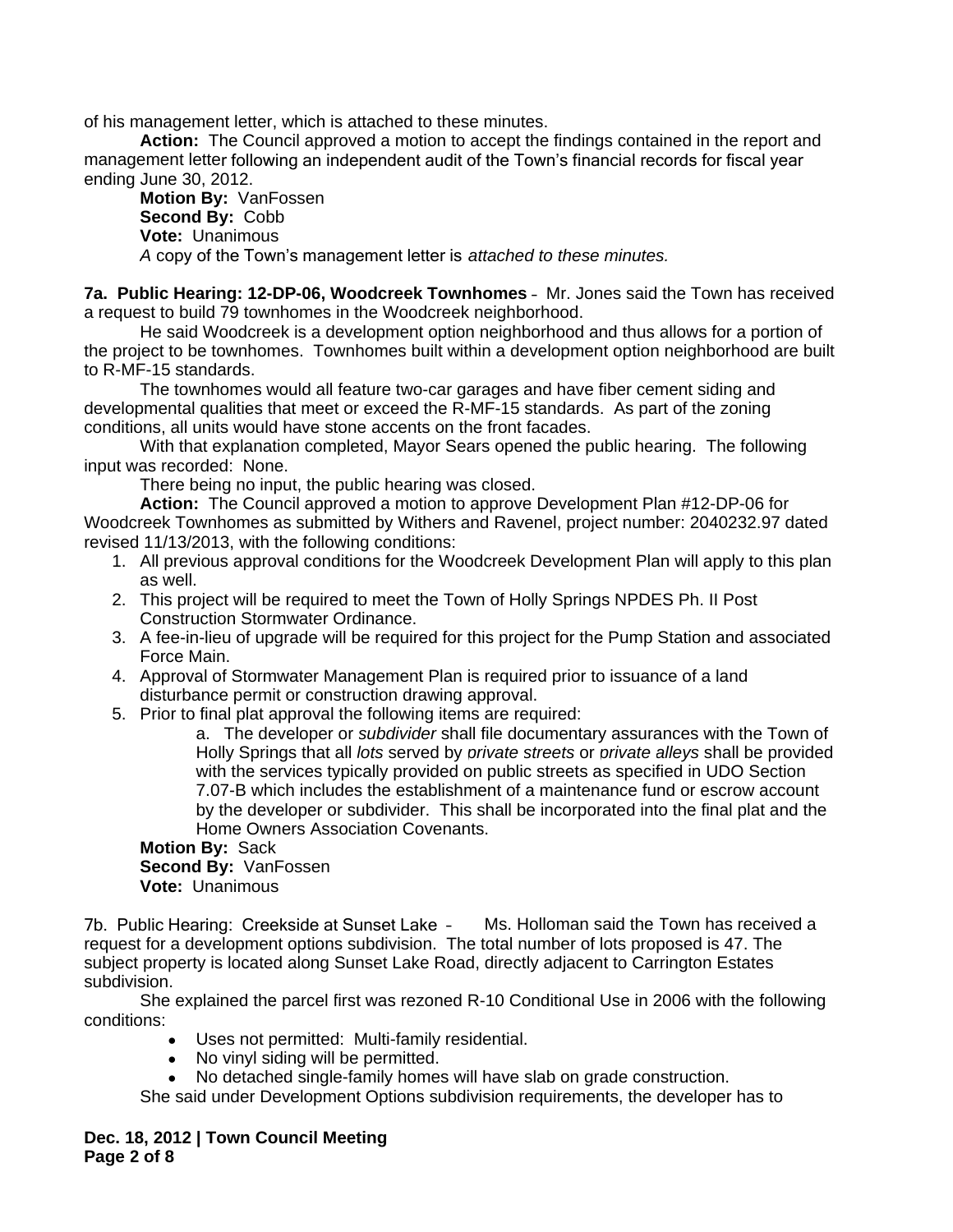of his management letter, which is attached to these minutes.

**Action:** The Council approved a motion to accept the findings contained in the report and management letter following an independent audit of the Town's financial records for fiscal year ending June 30, 2012.

**Motion By:** VanFossen
**Second By:** Cobb
**Vote:** Unanimous

*A* copy of the Town's management letter is *attached to these minutes.*

**7a. Public Hearing: 12-DP-06, Woodcreek Townhomes** – Mr. Jones said the Town has received a request to build 79 townhomes in the Woodcreek neighborhood.

He said Woodcreek is a development option neighborhood and thus allows for a portion of the project to be townhomes. Townhomes built within a development option neighborhood are built to R-MF-15 standards.

The townhomes would all feature two-car garages and have fiber cement siding and developmental qualities that meet or exceed the R-MF-15 standards. As part of the zoning conditions, all units would have stone accents on the front facades.

With that explanation completed, Mayor Sears opened the public hearing. The following input was recorded: None.

There being no input, the public hearing was closed.

**Action:** The Council approved a motion to approve Development Plan #12-DP-06 for Woodcreek Townhomes as submitted by Withers and Ravenel, project number: 2040232.97 dated revised 11/13/2013, with the following conditions:

1. All previous approval conditions for the Woodcreek Development Plan will apply to this plan as well.
2. This project will be required to meet the Town of Holly Springs NPDES Ph. II Post Construction Stormwater Ordinance.
3. A fee-in-lieu of upgrade will be required for this project for the Pump Station and associated Force Main.
4. Approval of Stormwater Management Plan is required prior to issuance of a land disturbance permit or construction drawing approval.
5. Prior to final plat approval the following items are required:
   a. The developer or *subdivider* shall file documentary assurances with the Town of Holly Springs that all *lots* served by *private streets* or *private alleys* shall be provided with the services typically provided on public streets as specified in UDO Section 7.07-B which includes the establishment of a maintenance fund or escrow account by the developer or subdivider. This shall be incorporated into the final plat and the Home Owners Association Covenants.

**Motion By:** Sack
**Second By:** VanFossen
**Vote:** Unanimous

7b. Public Hearing: Creekside at Sunset Lake – Ms. Holloman said the Town has received a request for a development options subdivision. The total number of lots proposed is 47. The subject property is located along Sunset Lake Road, directly adjacent to Carrington Estates subdivision.

She explained the parcel first was rezoned R-10 Conditional Use in 2006 with the following conditions:

- Uses not permitted: Multi-family residential.
- No vinyl siding will be permitted.
- No detached single-family homes will have slab on grade construction.

She said under Development Options subdivision requirements, the developer has to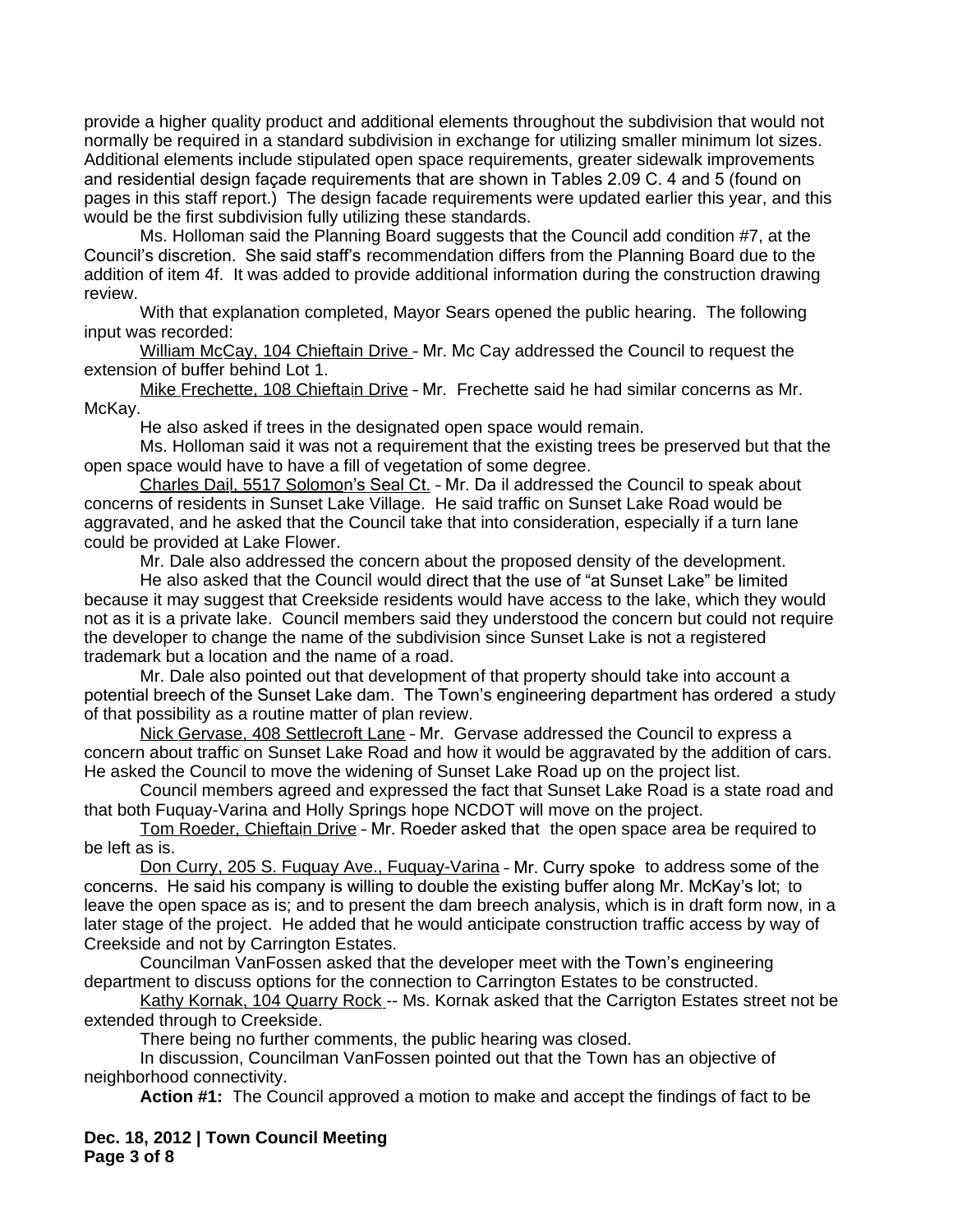provide a higher quality product and additional elements throughout the subdivision that would not normally be required in a standard subdivision in exchange for utilizing smaller minimum lot sizes. Additional elements include stipulated open space requirements, greater sidewalk improvements and residential design façade requirements that are shown in Tables 2.09 C. 4 and 5 (found on pages in this staff report.) The design facade requirements were updated earlier this year, and this would be the first subdivision fully utilizing these standards.

Ms. Holloman said the Planning Board suggests that the Council add condition #7, at the Council's discretion. She said staff's recommendation differs from the Planning Board due to the addition of item 4f. It was added to provide additional information during the construction drawing review.

With that explanation completed, Mayor Sears opened the public hearing. The following input was recorded:

William McCay, 104 Chieftain Drive – Mr. Mc Cay addressed the Council to request the extension of buffer behind Lot 1.

Mike Frechette, 108 Chieftain Drive – Mr. Frechette said he had similar concerns as Mr. McKay.

He also asked if trees in the designated open space would remain.

Ms. Holloman said it was not a requirement that the existing trees be preserved but that the open space would have to have a fill of vegetation of some degree.

Charles Dail, 5517 Solomon's Seal Ct. – Mr. Da il addressed the Council to speak about concerns of residents in Sunset Lake Village. He said traffic on Sunset Lake Road would be aggravated, and he asked that the Council take that into consideration, especially if a turn lane could be provided at Lake Flower.

Mr. Dale also addressed the concern about the proposed density of the development.

He also asked that the Council would direct that the use of "at Sunset Lake" be limited because it may suggest that Creekside residents would have access to the lake, which they would not as it is a private lake. Council members said they understood the concern but could not require the developer to change the name of the subdivision since Sunset Lake is not a registered trademark but a location and the name of a road.

Mr. Dale also pointed out that development of that property should take into account a potential breech of the Sunset Lake dam. The Town's engineering department has ordered a study of that possibility as a routine matter of plan review.

Nick Gervase, 408 Settlecroft Lane – Mr. Gervase addressed the Council to express a concern about traffic on Sunset Lake Road and how it would be aggravated by the addition of cars. He asked the Council to move the widening of Sunset Lake Road up on the project list.

Council members agreed and expressed the fact that Sunset Lake Road is a state road and that both Fuquay-Varina and Holly Springs hope NCDOT will move on the project.

Tom Roeder, Chieftain Drive – Mr. Roeder asked that the open space area be required to be left as is.

Don Curry, 205 S. Fuquay Ave., Fuquay-Varina – Mr. Curry spoke to address some of the concerns. He said his company is willing to double the existing buffer along Mr. McKay's lot; to leave the open space as is; and to present the dam breech analysis, which is in draft form now, in a later stage of the project. He added that he would anticipate construction traffic access by way of Creekside and not by Carrington Estates.

Councilman VanFossen asked that the developer meet with the Town's engineering department to discuss options for the connection to Carrington Estates to be constructed.

Kathy Kornak, 104 Quarry Rock -- Ms. Kornak asked that the Carrigton Estates street not be extended through to Creekside.

There being no further comments, the public hearing was closed.

In discussion, Councilman VanFossen pointed out that the Town has an objective of neighborhood connectivity.

**Action #1:** The Council approved a motion to make and accept the findings of fact to be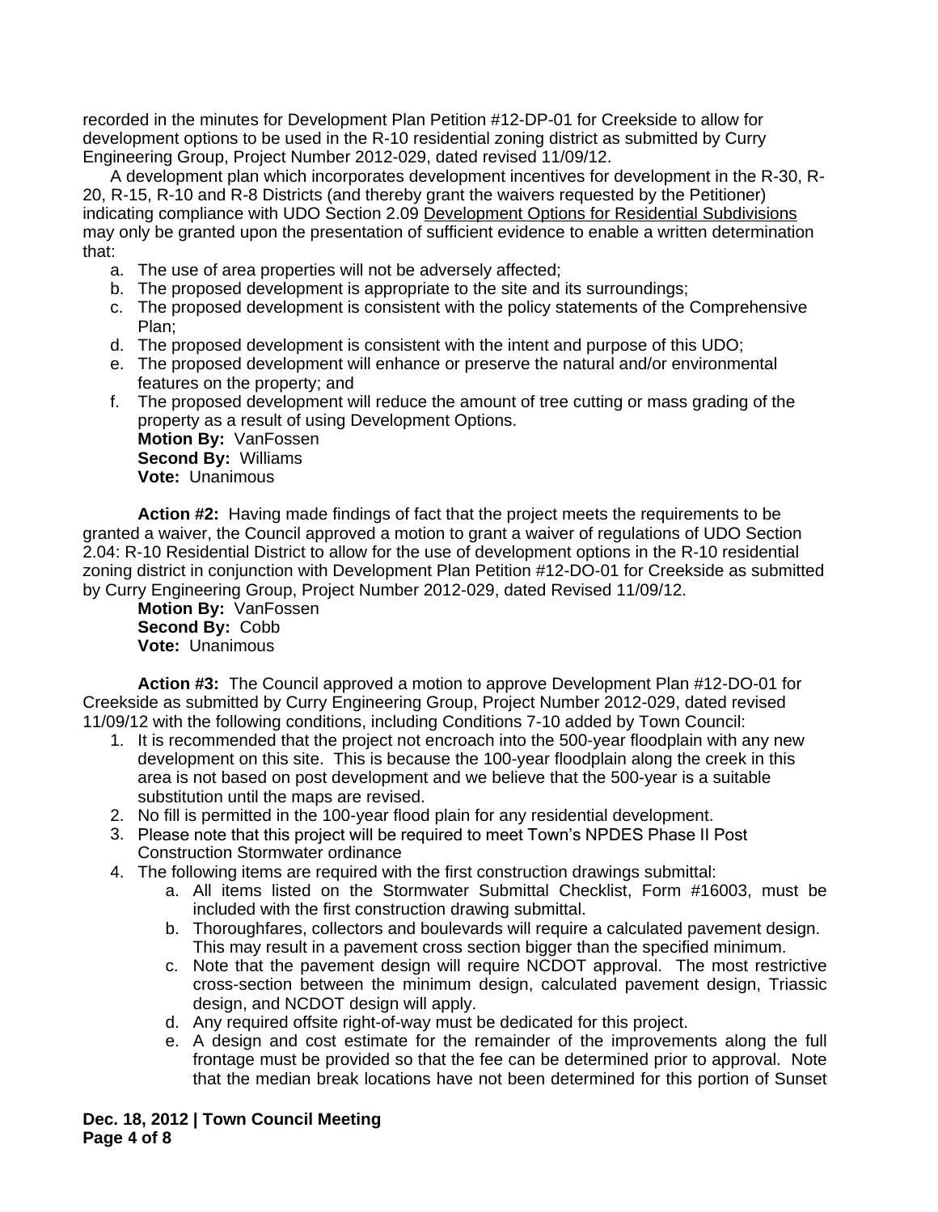recorded in the minutes for Development Plan Petition #12-DP-01 for Creekside to allow for development options to be used in the R-10 residential zoning district as submitted by Curry Engineering Group, Project Number 2012-029, dated revised 11/09/12.

A development plan which incorporates development incentives for development in the R-30, R-20, R-15, R-10 and R-8 Districts (and thereby grant the waivers requested by the Petitioner) indicating compliance with UDO Section 2.09 Development Options for Residential Subdivisions may only be granted upon the presentation of sufficient evidence to enable a written determination that:

a. The use of area properties will not be adversely affected;
b. The proposed development is appropriate to the site and its surroundings;
c. The proposed development is consistent with the policy statements of the Comprehensive Plan;
d. The proposed development is consistent with the intent and purpose of this UDO;
e. The proposed development will enhance or preserve the natural and/or environmental features on the property; and
f. The proposed development will reduce the amount of tree cutting or mass grading of the property as a result of using Development Options.

**Motion By:** VanFossen
**Second By:** Williams
**Vote:** Unanimous

**Action #2:** Having made findings of fact that the project meets the requirements to be granted a waiver, the Council approved a motion to grant a waiver of regulations of UDO Section 2.04: R-10 Residential District to allow for the use of development options in the R-10 residential zoning district in conjunction with Development Plan Petition #12-DO-01 for Creekside as submitted by Curry Engineering Group, Project Number 2012-029, dated Revised 11/09/12.

**Motion By:** VanFossen
**Second By:** Cobb
**Vote:** Unanimous

**Action #3:** The Council approved a motion to approve Development Plan #12-DO-01 for Creekside as submitted by Curry Engineering Group, Project Number 2012-029, dated revised 11/09/12 with the following conditions, including Conditions 7-10 added by Town Council:

1. It is recommended that the project not encroach into the 500-year floodplain with any new development on this site. This is because the 100-year floodplain along the creek in this area is not based on post development and we believe that the 500-year is a suitable substitution until the maps are revised.
2. No fill is permitted in the 100-year flood plain for any residential development.
3. Please note that this project will be required to meet Town's NPDES Phase II Post Construction Stormwater ordinance
4. The following items are required with the first construction drawings submittal:
    a. All items listed on the Stormwater Submittal Checklist, Form #16003, must be included with the first construction drawing submittal.
    b. Thoroughfares, collectors and boulevards will require a calculated pavement design. This may result in a pavement cross section bigger than the specified minimum.
    c. Note that the pavement design will require NCDOT approval. The most restrictive cross-section between the minimum design, calculated pavement design, Triassic design, and NCDOT design will apply.
    d. Any required offsite right-of-way must be dedicated for this project.
    e. A design and cost estimate for the remainder of the improvements along the full frontage must be provided so that the fee can be determined prior to approval. Note that the median break locations have not been determined for this portion of Sunset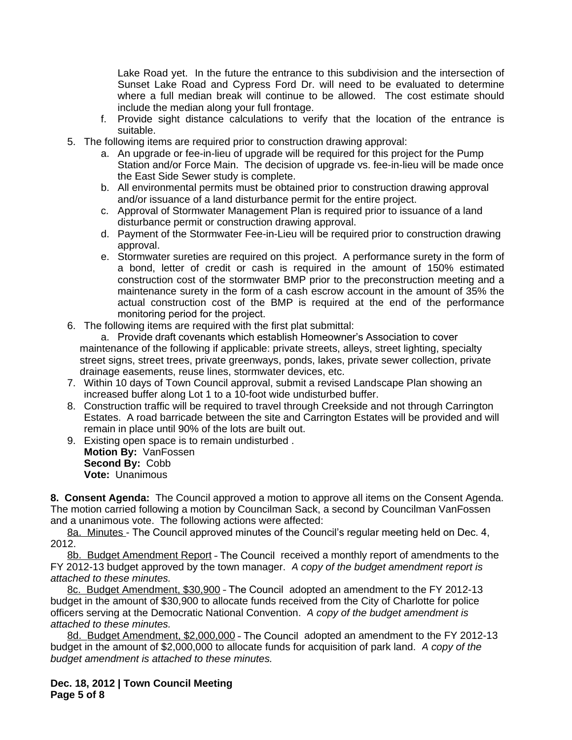Lake Road yet. In the future the entrance to this subdivision and the intersection of Sunset Lake Road and Cypress Ford Dr. will need to be evaluated to determine where a full median break will continue to be allowed. The cost estimate should include the median along your full frontage.

   f. Provide sight distance calculations to verify that the location of the entrance is suitable.

5. The following items are required prior to construction drawing approval:
   a. An upgrade or fee-in-lieu of upgrade will be required for this project for the Pump Station and/or Force Main. The decision of upgrade vs. fee-in-lieu will be made once the East Side Sewer study is complete.
   b. All environmental permits must be obtained prior to construction drawing approval and/or issuance of a land disturbance permit for the entire project.
   c. Approval of Stormwater Management Plan is required prior to issuance of a land disturbance permit or construction drawing approval.
   d. Payment of the Stormwater Fee-in-Lieu will be required prior to construction drawing approval.
   e. Stormwater sureties are required on this project. A performance surety in the form of a bond, letter of credit or cash is required in the amount of 150% estimated construction cost of the stormwater BMP prior to the preconstruction meeting and a maintenance surety in the form of a cash escrow account in the amount of 35% the actual construction cost of the BMP is required at the end of the performance monitoring period for the project.
6. The following items are required with the first plat submittal:
   a. Provide draft covenants which establish Homeowner's Association to cover maintenance of the following if applicable: private streets, alleys, street lighting, specialty street signs, street trees, private greenways, ponds, lakes, private sewer collection, private drainage easements, reuse lines, stormwater devices, etc.
7. Within 10 days of Town Council approval, submit a revised Landscape Plan showing an increased buffer along Lot 1 to a 10-foot wide undisturbed buffer.
8. Construction traffic will be required to travel through Creekside and not through Carrington Estates. A road barricade between the site and Carrington Estates will be provided and will remain in place until 90% of the lots are built out.
9. Existing open space is to remain undisturbed .

**Motion By:** VanFossen
**Second By:** Cobb
**Vote:** Unanimous

**8. Consent Agenda:** The Council approved a motion to approve all items on the Consent Agenda. The motion carried following a motion by Councilman Sack, a second by Councilman VanFossen and a unanimous vote. The following actions were affected:

8a. Minutes - The Council approved minutes of the Council's regular meeting held on Dec. 4, 2012.

8b. Budget Amendment Report - The Council received a monthly report of amendments to the FY 2012-13 budget approved by the town manager. *A copy of the budget amendment report is attached to these minutes.*

8c. Budget Amendment, $30,900 - The Council adopted an amendment to the FY 2012-13 budget in the amount of $30,900 to allocate funds received from the City of Charlotte for police officers serving at the Democratic National Convention. *A copy of the budget amendment is attached to these minutes.*

8d. Budget Amendment, $2,000,000 - The Council adopted an amendment to the FY 2012-13 budget in the amount of $2,000,000 to allocate funds for acquisition of park land. *A copy of the budget amendment is attached to these minutes.*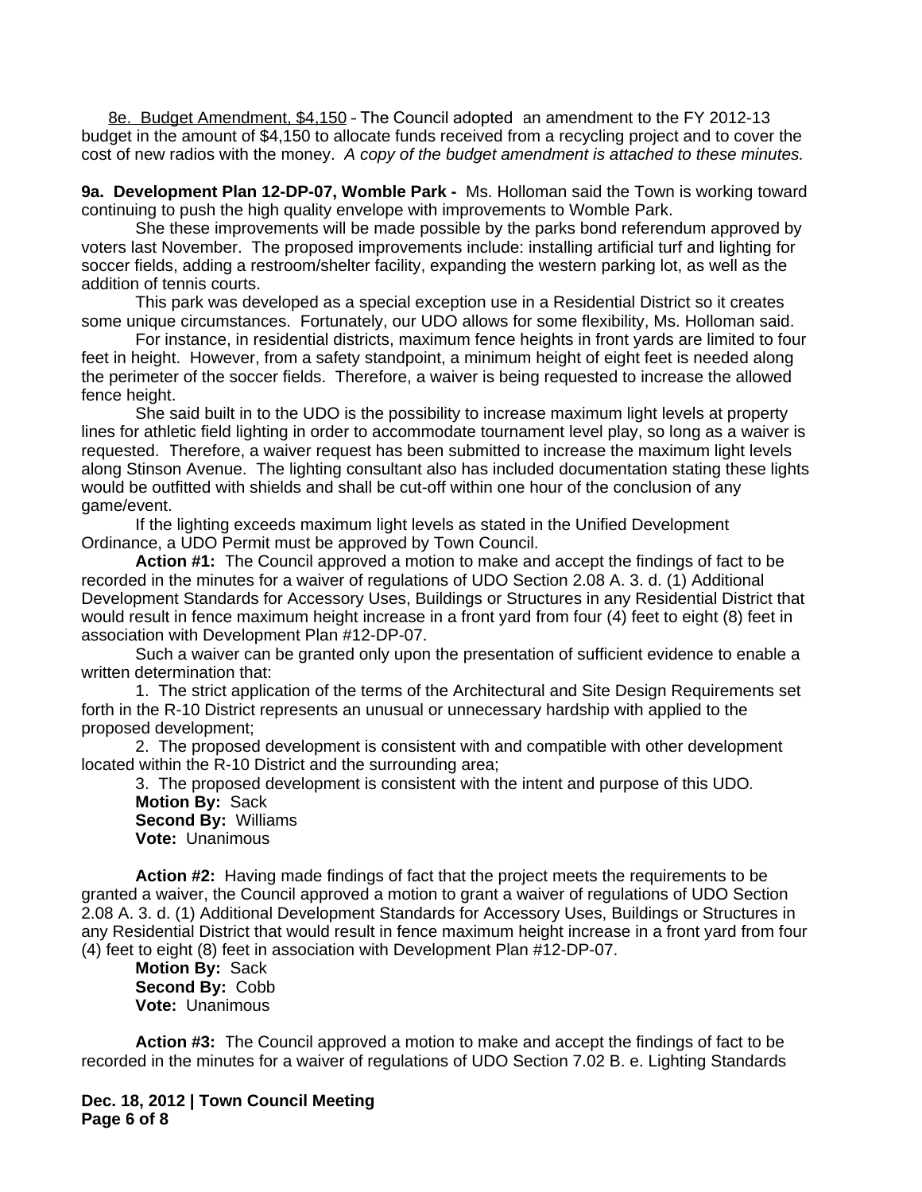8e. <u>Budget Amendment, $4,150</u> - The Council adopted an amendment to the FY 2012-13 budget in the amount of $4,150 to allocate funds received from a recycling project and to cover the cost of new radios with the money. *A copy of the budget amendment is attached to these minutes.*

**9a. Development Plan 12-DP-07, Womble Park -** Ms. Holloman said the Town is working toward continuing to push the high quality envelope with improvements to Womble Park.

She these improvements will be made possible by the parks bond referendum approved by voters last November. The proposed improvements include: installing artificial turf and lighting for soccer fields, adding a restroom/shelter facility, expanding the western parking lot, as well as the addition of tennis courts.

This park was developed as a special exception use in a Residential District so it creates some unique circumstances. Fortunately, our UDO allows for some flexibility, Ms. Holloman said.

For instance, in residential districts, maximum fence heights in front yards are limited to four feet in height. However, from a safety standpoint, a minimum height of eight feet is needed along the perimeter of the soccer fields. Therefore, a waiver is being requested to increase the allowed fence height.

She said built in to the UDO is the possibility to increase maximum light levels at property lines for athletic field lighting in order to accommodate tournament level play, so long as a waiver is requested. Therefore, a waiver request has been submitted to increase the maximum light levels along Stinson Avenue. The lighting consultant also has included documentation stating these lights would be outfitted with shields and shall be cut-off within one hour of the conclusion of any game/event.

If the lighting exceeds maximum light levels as stated in the Unified Development Ordinance, a UDO Permit must be approved by Town Council.

**Action #1:** The Council approved a motion to make and accept the findings of fact to be recorded in the minutes for a waiver of regulations of UDO Section 2.08 A. 3. d. (1) Additional Development Standards for Accessory Uses, Buildings or Structures in any Residential District that would result in fence maximum height increase in a front yard from four (4) feet to eight (8) feet in association with Development Plan #12-DP-07.

Such a waiver can be granted only upon the presentation of sufficient evidence to enable a written determination that:

1. The strict application of the terms of the Architectural and Site Design Requirements set forth in the R-10 District represents an unusual or unnecessary hardship with applied to the proposed development;

2. The proposed development is consistent with and compatible with other development located within the R-10 District and the surrounding area;

3. The proposed development is consistent with the intent and purpose of this UDO*.*

**Motion By:** Sack
**Second By:** Williams
**Vote:** Unanimous

**Action #2:** Having made findings of fact that the project meets the requirements to be granted a waiver, the Council approved a motion to grant a waiver of regulations of UDO Section 2.08 A. 3. d. (1) Additional Development Standards for Accessory Uses, Buildings or Structures in any Residential District that would result in fence maximum height increase in a front yard from four (4) feet to eight (8) feet in association with Development Plan #12-DP-07.

**Motion By:** Sack
**Second By:** Cobb
**Vote:** Unanimous

**Action #3:** The Council approved a motion to make and accept the findings of fact to be recorded in the minutes for a waiver of regulations of UDO Section 7.02 B. e. Lighting Standards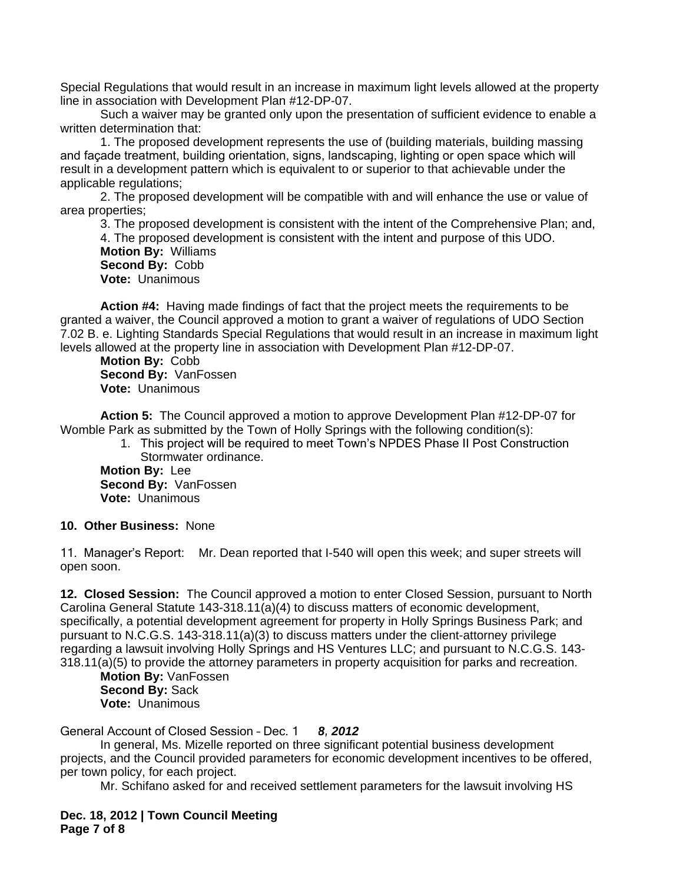Special Regulations that would result in an increase in maximum light levels allowed at the property line in association with Development Plan #12-DP-07.

Such a waiver may be granted only upon the presentation of sufficient evidence to enable a written determination that:

1. The proposed development represents the use of (building materials, building massing and façade treatment, building orientation, signs, landscaping, lighting or open space which will result in a development pattern which is equivalent to or superior to that achievable under the applicable regulations;

2. The proposed development will be compatible with and will enhance the use or value of area properties;

3. The proposed development is consistent with the intent of the Comprehensive Plan; and,

4. The proposed development is consistent with the intent and purpose of this UDO.

**Motion By:** Williams
**Second By:** Cobb
**Vote:** Unanimous

**Action #4:** Having made findings of fact that the project meets the requirements to be granted a waiver, the Council approved a motion to grant a waiver of regulations of UDO Section 7.02 B. e. Lighting Standards Special Regulations that would result in an increase in maximum light levels allowed at the property line in association with Development Plan #12-DP-07.

**Motion By:** Cobb
**Second By:** VanFossen
**Vote:** Unanimous

**Action 5:** The Council approved a motion to approve Development Plan #12-DP-07 for Womble Park as submitted by the Town of Holly Springs with the following condition(s):

1. This project will be required to meet Town's NPDES Phase II Post Construction Stormwater ordinance.

**Motion By:** Lee
**Second By:** VanFossen
**Vote:** Unanimous

**10. Other Business:** None

11. Manager's Report: Mr. Dean reported that I-540 will open this week; and super streets will open soon.

**12. Closed Session:** The Council approved a motion to enter Closed Session, pursuant to North Carolina General Statute 143-318.11(a)(4) to discuss matters of economic development, specifically, a potential development agreement for property in Holly Springs Business Park; and pursuant to N.C.G.S. 143-318.11(a)(3) to discuss matters under the client-attorney privilege regarding a lawsuit involving Holly Springs and HS Ventures LLC; and pursuant to N.C.G.S. 143-318.11(a)(5) to provide the attorney parameters in property acquisition for parks and recreation.

**Motion By:** VanFossen
**Second By:** Sack
**Vote:** Unanimous

General Account of Closed Session – Dec. 1 ***8, 2012***

In general, Ms. Mizelle reported on three significant potential business development projects, and the Council provided parameters for economic development incentives to be offered, per town policy, for each project.

Mr. Schifano asked for and received settlement parameters for the lawsuit involving HS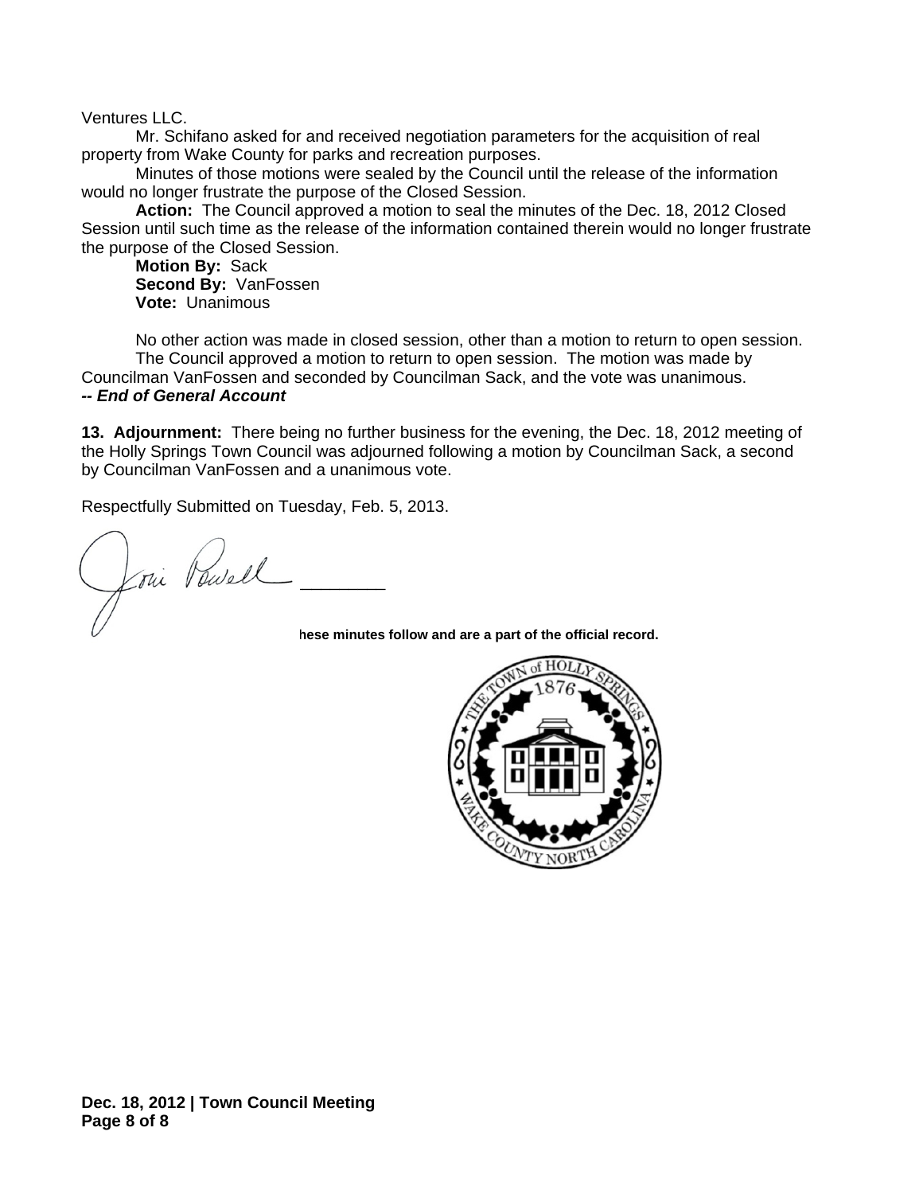Ventures LLC.

Mr. Schifano asked for and received negotiation parameters for the acquisition of real property from Wake County for parks and recreation purposes.

Minutes of those motions were sealed by the Council until the release of the information would no longer frustrate the purpose of the Closed Session.

**Action:** The Council approved a motion to seal the minutes of the Dec. 18, 2012 Closed Session until such time as the release of the information contained therein would no longer frustrate the purpose of the Closed Session.

**Motion By:** Sack
**Second By:** VanFossen
**Vote:** Unanimous

No other action was made in closed session, other than a motion to return to open session.

The Council approved a motion to return to open session. The motion was made by Councilman VanFossen and seconded by Councilman Sack, and the vote was unanimous.

***-- End of General Account***

**13. Adjournment:** There being no further business for the evening, the Dec. 18, 2012 meeting of the Holly Springs Town Council was adjourned following a motion by Councilman Sack, a second by Councilman VanFossen and a unanimous vote.

Respectfully Submitted on Tuesday, Feb. 5, 2013.

Joni Powell ________

**hese minutes follow and are a part of the official record.**

THE TOWN of HOLLY SPRINGS 1876 WAKE COUNTY NORTH CAROLINA